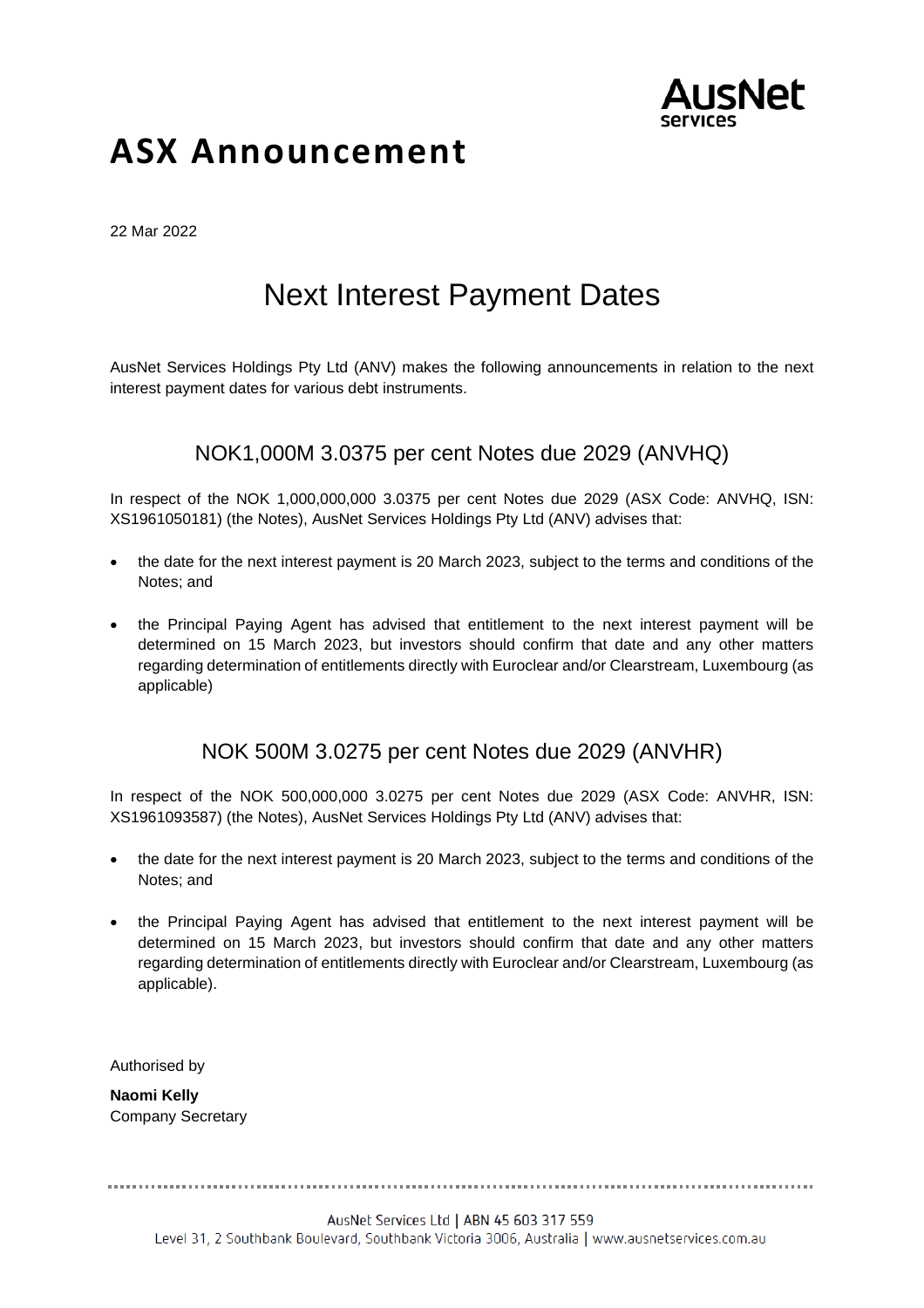# ASX Announcement

22 Mar 2022

## Next Interest Payment Dates

AusNet Services Holdings Pty Ltd (ANV) makes the following announcements in relation to the next interest payment dates for various debt instruments.

### NOK1,000M 3.0375 per cent Notes due 2029 (ANVHQ)

In respect of the NOK 1,000,000,000 3.0375 per cent Notes due 2029 (ASX Code: ANVHQ, ISN: XS1961050181) (the Notes), AusNet Services Holdings Pty Ltd (ANV) advises that:

- the date for the next interest payment is 20 March 2023, subject to the terms and conditions of the Notes; and
- the Principal Paying Agent has advised that entitlement to the next interest payment will be determined on 15 March 2023, but investors should confirm that date and any other matters regarding determination of entitlements directly with Euroclear and/or Clearstream, Luxembourg (as applicable)

### NOK 500M 3.0275 per cent Notes due 2029 (ANVHR)

In respect of the NOK 500,000,000 3.0275 per cent Notes due 2029 (ASX Code: ANVHR, ISN: XS1961093587) (the Notes), AusNet Services Holdings Pty Ltd (ANV) advises that:

- the date for the next interest payment is 20 March 2023, subject to the terms and conditions of the Notes; and
- the Principal Paying Agent has advised that entitlement to the next interest payment will be determined on 15 March 2023, but investors should confirm that date and any other matters regarding determination of entitlements directly with Euroclear and/or Clearstream, Luxembourg (as applicable).

Authorised by

**Naomi Kelly**
Company Secretary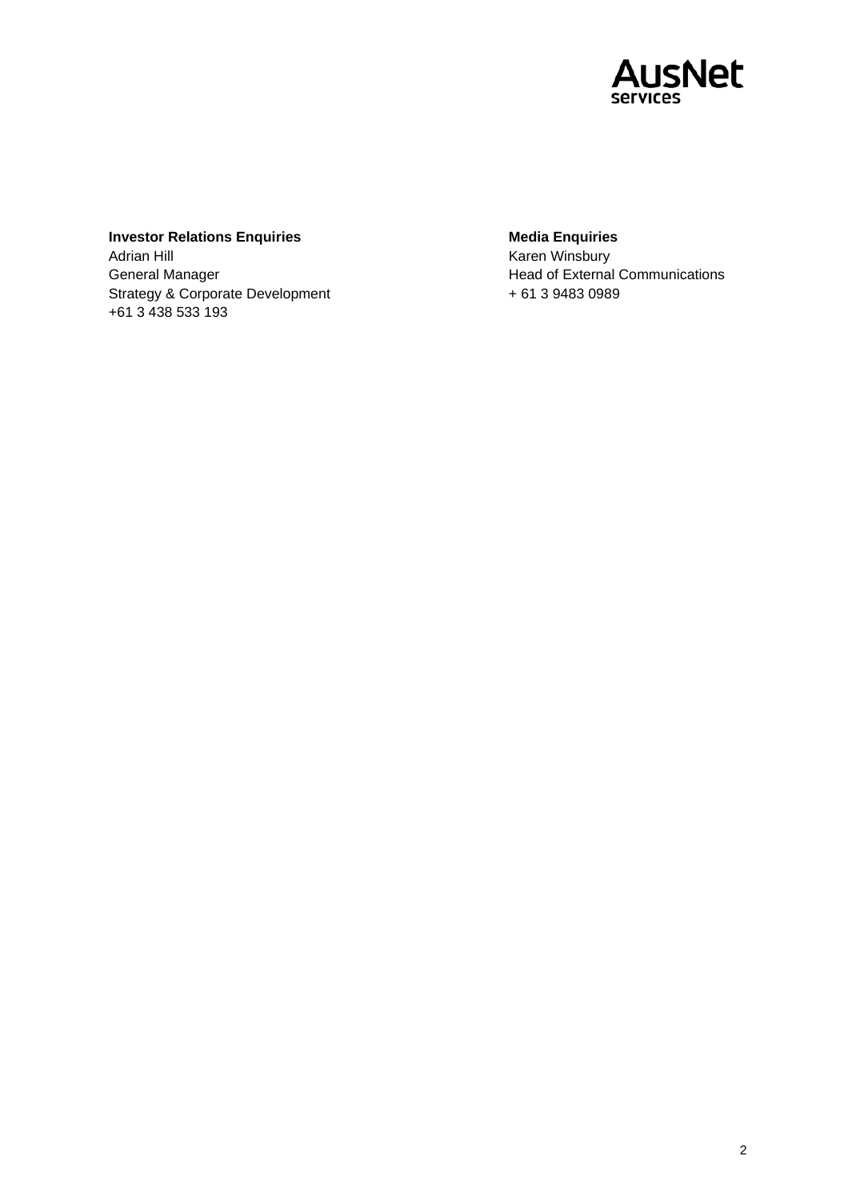**Investor Relations Enquiries**
Adrian Hill
General Manager
Strategy & Corporate Development
+61 3 438 533 193

**Media Enquiries**
Karen Winsbury
Head of External Communications
+ 61 3 9483 0989